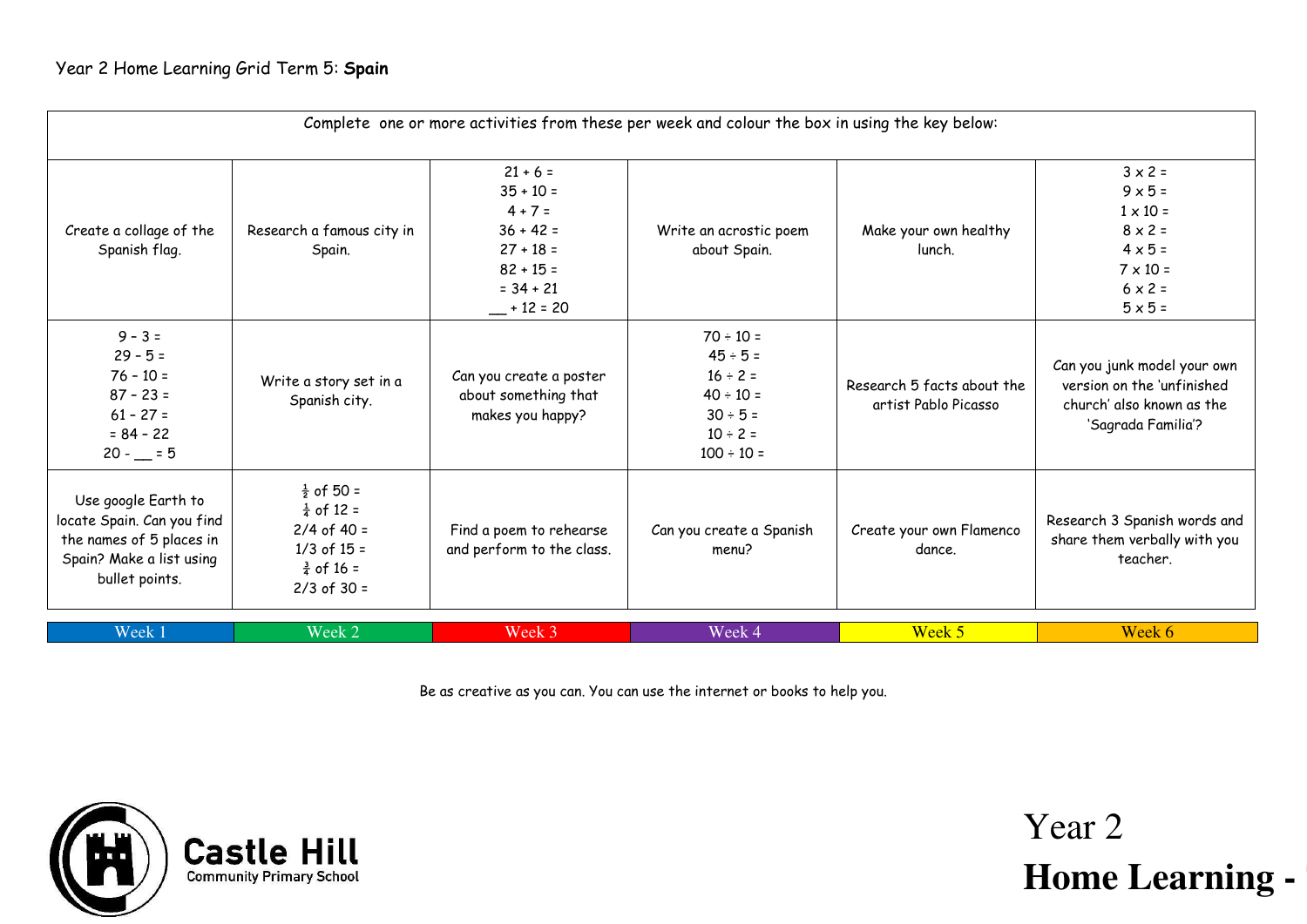Year 2 Home Learning Grid Term 5: **Spain**

| Complete one or more activities from these per week and colour the box in using the key below: | | | | | |
|---|---|---|---|---|---|
| Create a collage of the Spanish flag. | Research a famous city in Spain. | 21 + 6 =<br>35 + 10 =<br>4 + 7 =<br>36 + 42 =<br>27 + 18 =<br>82 + 15 =<br>= 34 + 21<br>__ + 12 = 20 | Write an acrostic poem about Spain. | Make your own healthy lunch. | 3 x 2 =<br>9 x 5 =<br>1 x 10 =<br>8 x 2 =<br>4 x 5 =<br>7 x 10 =<br>6 x 2 =<br>5 x 5 = |
| 9 – 3 =<br>29 – 5 =<br>76 – 10 =<br>87 – 23 =<br>61 – 27 =<br>= 84 – 22<br>20 - __ = 5 | Write a story set in a Spanish city. | Can you create a poster about something that makes you happy? | 70 ÷ 10 =<br>45 ÷ 5 =<br>16 ÷ 2 =<br>40 ÷ 10 =<br>30 ÷ 5 =<br>10 ÷ 2 =<br>100 ÷ 10 = | Research 5 facts about the artist Pablo Picasso | Can you junk model your own version on the 'unfinished church' also known as the 'Sagrada Familia'? |
| Use google Earth to locate Spain. Can you find the names of 5 places in Spain? Make a list using bullet points. | $\frac{1}{2}$ of 50 =<br>$\frac{1}{4}$ of 12 =<br>2/4 of 40 =<br>1/3 of 15 =<br>$\frac{3}{4}$ of 16 =<br>2/3 of 30 = | Find a poem to rehearse and perform to the class. | Can you create a Spanish menu? | Create your own Flamenco dance. | Research 3 Spanish words and share them verbally with you teacher. |

| Week 1 | Week 2 | Week 3 | Week 4 | Week 5 | Week 6 |
|---|---|---|---|---|---|

Be as creative as you can. You can use the internet or books to help you.

Castle Hill Community Primary School

Year 2
**Home Learning -**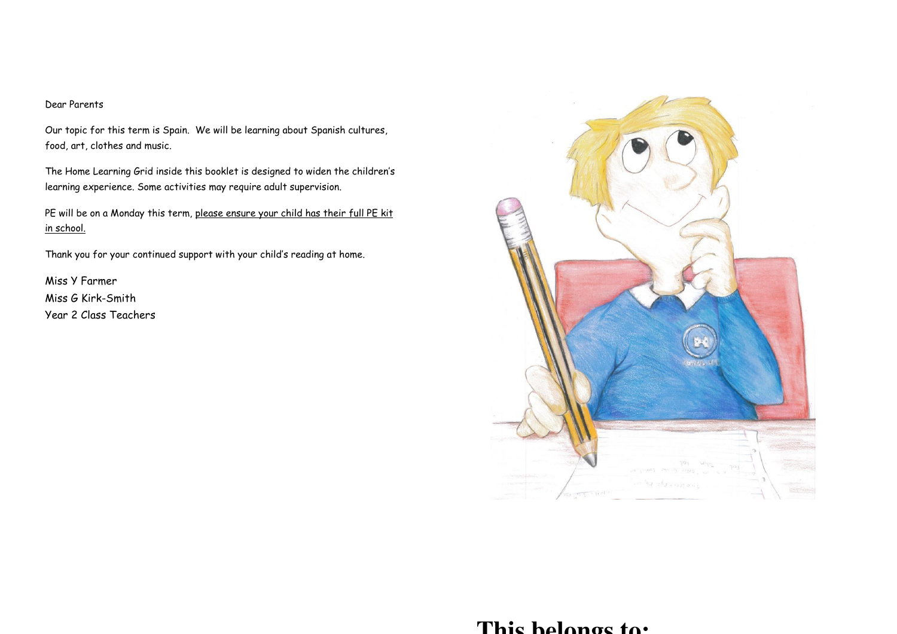Dear Parents

Our topic for this term is Spain. We will be learning about Spanish cultures, food, art, clothes and music.

The Home Learning Grid inside this booklet is designed to widen the children's learning experience. Some activities may require adult supervision.

PE will be on a Monday this term, please ensure your child has their full PE kit in school.

Thank you for your continued support with your child's reading at home.

Miss Y Farmer  
Miss G Kirk-Smith  
Year 2 Class Teachers

# This belongs to: